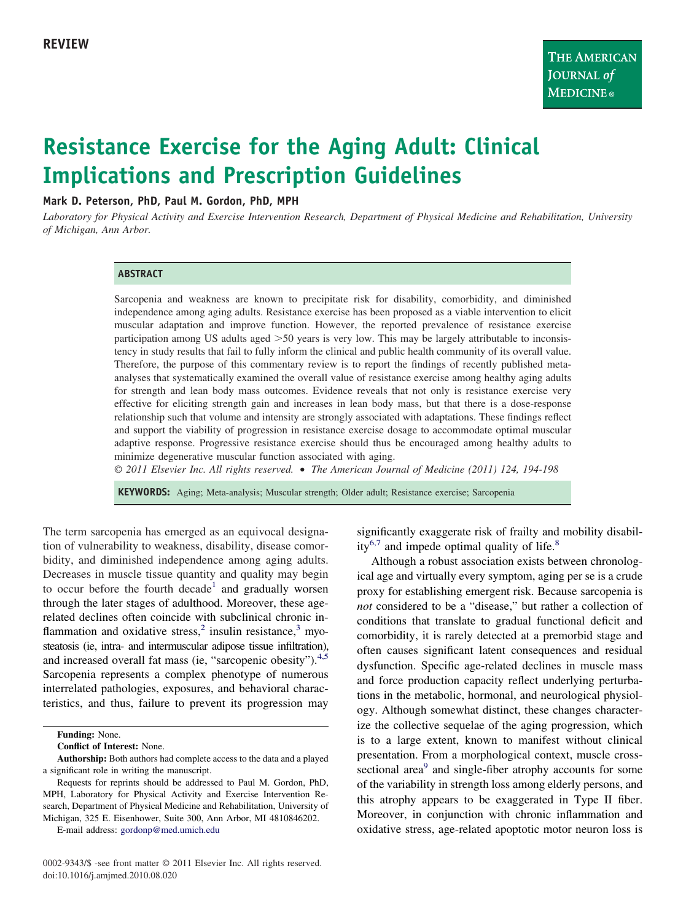REVIEW

# Resistance Exercise for the Aging Adult: Clinical Implications and Prescription Guidelines

**Mark D. Peterson, PhD, Paul M. Gordon, PhD, MPH**

*Laboratory for Physical Activity and Exercise Intervention Research, Department of Physical Medicine and Rehabilitation, University of Michigan, Ann Arbor.*

## ABSTRACT

Sarcopenia and weakness are known to precipitate risk for disability, comorbidity, and diminished independence among aging adults. Resistance exercise has been proposed as a viable intervention to elicit muscular adaptation and improve function. However, the reported prevalence of resistance exercise participation among US adults aged >50 years is very low. This may be largely attributable to inconsistency in study results that fail to fully inform the clinical and public health community of its overall value. Therefore, the purpose of this commentary review is to report the findings of recently published meta-analyses that systematically examined the overall value of resistance exercise among healthy aging adults for strength and lean body mass outcomes. Evidence reveals that not only is resistance exercise very effective for eliciting strength gain and increases in lean body mass, but that there is a dose-response relationship such that volume and intensity are strongly associated with adaptations. These findings reflect and support the viability of progression in resistance exercise dosage to accommodate optimal muscular adaptive response. Progressive resistance exercise should thus be encouraged among healthy adults to minimize degenerative muscular function associated with aging.

*© 2011 Elsevier Inc. All rights reserved. • The American Journal of Medicine (2011) 124, 194-198*

**KEYWORDS:** Aging; Meta-analysis; Muscular strength; Older adult; Resistance exercise; Sarcopenia

The term sarcopenia has emerged as an equivocal designation of vulnerability to weakness, disability, disease comorbidity, and diminished independence among aging adults. Decreases in muscle tissue quantity and quality may begin to occur before the fourth decade[1] and gradually worsen through the later stages of adulthood. Moreover, these age-related declines often coincide with subclinical chronic inflammation and oxidative stress,[2] insulin resistance,[3] myosteatosis (ie, intra- and intermuscular adipose tissue infiltration), and increased overall fat mass (ie, "sarcopenic obesity").[4,5] Sarcopenia represents a complex phenotype of numerous interrelated pathologies, exposures, and behavioral characteristics, and thus, failure to prevent its progression may significantly exaggerate risk of frailty and mobility disability[6,7] and impede optimal quality of life.[8]

Although a robust association exists between chronological age and virtually every symptom, aging per se is a crude proxy for establishing emergent risk. Because sarcopenia is *not* considered to be a "disease," but rather a collection of conditions that translate to gradual functional deficit and comorbidity, it is rarely detected at a premorbid stage and often causes significant latent consequences and residual dysfunction. Specific age-related declines in muscle mass and force production capacity reflect underlying perturbations in the metabolic, hormonal, and neurological physiology. Although somewhat distinct, these changes characterize the collective sequelae of the aging progression, which is to a large extent, known to manifest without clinical presentation. From a morphological context, muscle cross-sectional area[9] and single-fiber atrophy accounts for some of the variability in strength loss among elderly persons, and this atrophy appears to be exaggerated in Type II fiber. Moreover, in conjunction with chronic inflammation and oxidative stress, age-related apoptotic motor neuron loss is

**Funding:** None.

**Conflict of Interest:** None.

**Authorship:** Both authors had complete access to the data and a played a significant role in writing the manuscript.

Requests for reprints should be addressed to Paul M. Gordon, PhD, MPH, Laboratory for Physical Activity and Exercise Intervention Research, Department of Physical Medicine and Rehabilitation, University of Michigan, 325 E. Eisenhower, Suite 300, Ann Arbor, MI 4810846202.

E-mail address: gordonp@med.umich.edu

0002-9343/$ -see front matter © 2011 Elsevier Inc. All rights reserved.
doi:10.1016/j.amjmed.2010.08.020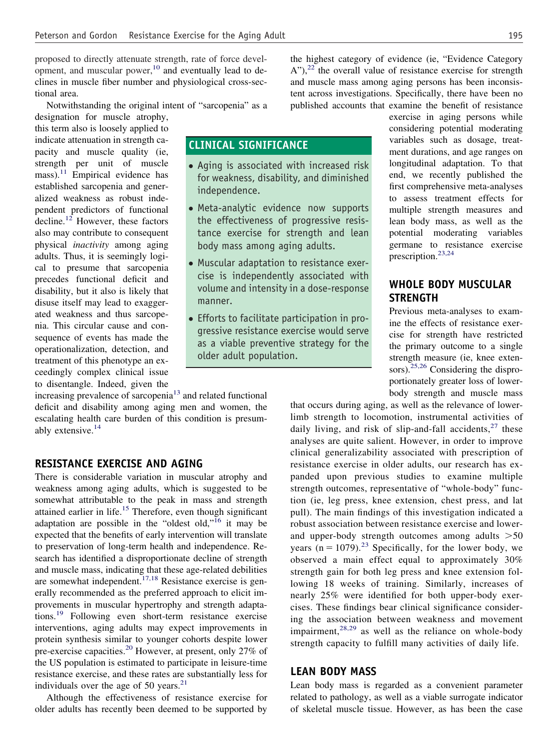proposed to directly attenuate strength, rate of force development, and muscular power,[10] and eventually lead to declines in muscle fiber number and physiological cross-sectional area.

Notwithstanding the original intent of "sarcopenia" as a designation for muscle atrophy, this term also is loosely applied to indicate attenuation in strength capacity and muscle quality (ie, strength per unit of muscle mass).[11] Empirical evidence has established sarcopenia and generalized weakness as robust independent predictors of functional decline.[12] However, these factors also may contribute to consequent physical *inactivity* among aging adults. Thus, it is seemingly logical to presume that sarcopenia precedes functional deficit and disability, but it also is likely that disuse itself may lead to exaggerated weakness and thus sarcopenia. This circular cause and consequence of events has made the operationalization, detection, and treatment of this phenotype an exceedingly complex clinical issue to disentangle. Indeed, given the increasing prevalence of sarcopenia[13] and related functional deficit and disability among aging men and women, the escalating health care burden of this condition is presumably extensive.[14]

## CLINICAL SIGNIFICANCE

- Aging is associated with increased risk for weakness, disability, and diminished independence.
- Meta-analytic evidence now supports the effectiveness of progressive resistance exercise for strength and lean body mass among aging adults.
- Muscular adaptation to resistance exercise is independently associated with volume and intensity in a dose-response manner.
- Efforts to facilitate participation in progressive resistance exercise would serve as a viable preventive strategy for the older adult population.

## RESISTANCE EXERCISE AND AGING

There is considerable variation in muscular atrophy and weakness among aging adults, which is suggested to be somewhat attributable to the peak in mass and strength attained earlier in life.[15] Therefore, even though significant adaptation are possible in the "oldest old,"[16] it may be expected that the benefits of early intervention will translate to preservation of long-term health and independence. Research has identified a disproportionate decline of strength and muscle mass, indicating that these age-related debilities are somewhat independent.[17,18] Resistance exercise is generally recommended as the preferred approach to elicit improvements in muscular hypertrophy and strength adaptations.[19] Following even short-term resistance exercise interventions, aging adults may expect improvements in protein synthesis similar to younger cohorts despite lower pre-exercise capacities.[20] However, at present, only 27% of the US population is estimated to participate in leisure-time resistance exercise, and these rates are substantially less for individuals over the age of 50 years.[21]

Although the effectiveness of resistance exercise for older adults has recently been deemed to be supported by the highest category of evidence (ie, "Evidence Category A"),[22] the overall value of resistance exercise for strength and muscle mass among aging persons has been inconsistent across investigations. Specifically, there have been no published accounts that examine the benefit of resistance exercise in aging persons while considering potential moderating variables such as dosage, treatment durations, and age ranges on longitudinal adaptation. To that end, we recently published the first comprehensive meta-analyses to assess treatment effects for multiple strength measures and lean body mass, as well as the potential moderating variables germane to resistance exercise prescription.[23,24]

## WHOLE BODY MUSCULAR STRENGTH

Previous meta-analyses to examine the effects of resistance exercise for strength have restricted the primary outcome to a single strength measure (ie, knee extensors).[25,26] Considering the disproportionately greater loss of lower-body strength and muscle mass that occurs during aging, as well as the relevance of lower-limb strength to locomotion, instrumental activities of daily living, and risk of slip-and-fall accidents,[27] these analyses are quite salient. However, in order to improve clinical generalizability associated with prescription of resistance exercise in older adults, our research has expanded upon previous studies to examine multiple strength outcomes, representative of "whole-body" function (ie, leg press, knee extension, chest press, and lat pull). The main findings of this investigation indicated a robust association between resistance exercise and lower- and upper-body strength outcomes among adults >50 years (n = 1079).[23] Specifically, for the lower body, we observed a main effect equal to approximately 30% strength gain for both leg press and knee extension following 18 weeks of training. Similarly, increases of nearly 25% were identified for both upper-body exercises. These findings bear clinical significance considering the association between weakness and movement impairment,[28,29] as well as the reliance on whole-body strength capacity to fulfill many activities of daily life.

## LEAN BODY MASS

Lean body mass is regarded as a convenient parameter related to pathology, as well as a viable surrogate indicator of skeletal muscle tissue. However, as has been the case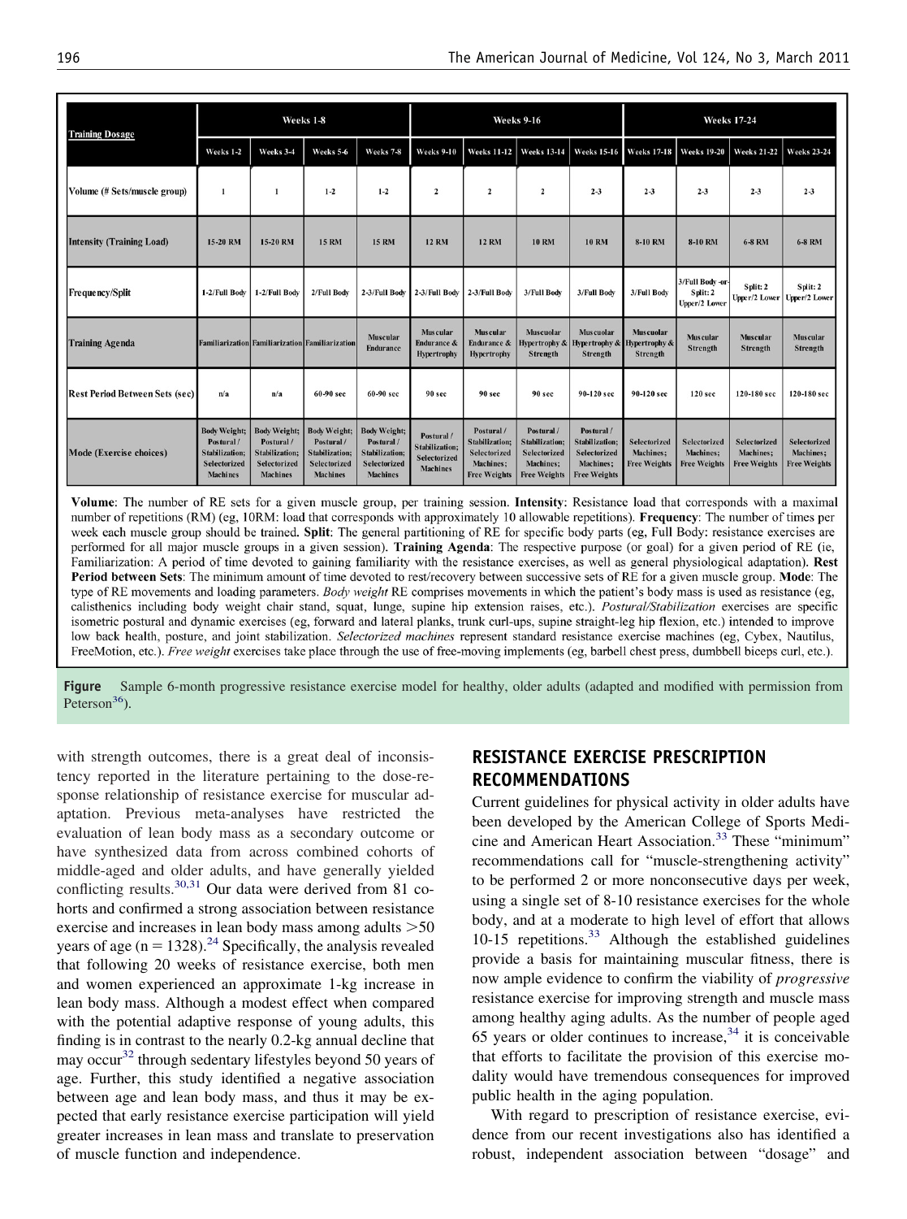| Training Dosage | Weeks 1-8 | | | | Weeks 9-16 | | | | Weeks 17-24 | | | |
|---|---|---|---|---|---|---|---|---|---|---|---|---|
| | Weeks 1-2 | Weeks 3-4 | Weeks 5-6 | Weeks 7-8 | Weeks 9-10 | Weeks 11-12 | Weeks 13-14 | Weeks 15-16 | Weeks 17-18 | Weeks 19-20 | Weeks 21-22 | Weeks 23-24 |
| Volume (# Sets/muscle group) | 1 | 1 | 1-2 | 1-2 | 2 | 2 | 2 | 2-3 | 2-3 | 2-3 | 2-3 | 2-3 |
| Intensity (Training Load) | 15-20 RM | 15-20 RM | 15 RM | 15 RM | 12 RM | 12 RM | 10 RM | 10 RM | 8-10 RM | 8-10 RM | 6-8 RM | 6-8 RM |
| Frequency/Split | 1-2/Full Body | 1-2/Full Body | 2/Full Body | 2-3/Full Body | 2-3/Full Body | 2-3/Full Body | 3/Full Body | 3/Full Body | 3/Full Body | 3/Full Body -or- Split: 2 Upper/2 Lower | Split: 2 Upper/2 Lower | Split: 2 Upper/2 Lower |
| Training Agenda | Familiarization | Familiarization | Familiarization | Muscular Endurance | Muscular Endurance & Hypertrophy | Muscular Endurance & Hypertrophy | Muscuolar Hypertrophy & Strength | Muscuolar Hypertrophy & Strength | Muscuolar Hypertrophy & Strength | Muscular Strength | Muscular Strength | Muscular Strength |
| Rest Period Between Sets (sec) | n/a | n/a | 60-90 sec | 60-90 sec | 90 sec | 90 sec | 90 sec | 90-120 sec | 90-120 sec | 120 sec | 120-180 sec | 120-180 sec |
| Mode (Exercise choices) | Body Weight; Postural / Stabilization; Selectorized Machines | Body Weight; Postural / Stabilization; Selectorized Machines | Body Weight; Postural / Stabilization; Selectorized Machines | Body Weight; Postural / Stabilization; Selectorized Machines | Postural / Stabilization; Selectorized Machines | Postural / Stabilization; Selectorized Machines; Free Weights | Postural / Stabilization; Selectorized Machines; Free Weights | Postural / Stabilization; Selectorized Machines; Free Weights | Selectorized Machines; Free Weights | Selectorized Machines; Free Weights | Selectorized Machines; Free Weights | Selectorized Machines; Free Weights |

**Volume**: The number of RE sets for a given muscle group, per training session. **Intensity**: Resistance load that corresponds with a maximal number of repetitions (RM) (eg, 10RM: load that corresponds with approximately 10 allowable repetitions). **Frequency**: The number of times per week each muscle group should be trained. **Split**: The general partitioning of RE for specific body parts (eg, Full Body: resistance exercises are performed for all major muscle groups in a given session). **Training Agenda**: The respective purpose (or goal) for a given period of RE (ie, Familiarization: A period of time devoted to gaining familiarity with the resistance exercises, as well as general physiological adaptation). **Rest Period between Sets**: The minimum amount of time devoted to rest/recovery between successive sets of RE for a given muscle group. **Mode**: The type of RE movements and loading parameters. *Body weight* RE comprises movements in which the patient's body mass is used as resistance (eg, calisthenics including body weight chair stand, squat, lunge, supine hip extension raises, etc.). *Postural/Stabilization* exercises are specific isometric postural and dynamic exercises (eg, forward and lateral planks, trunk curl-ups, supine straight-leg hip flexion, etc.) intended to improve low back health, posture, and joint stabilization. *Selectorized machines* represent standard resistance exercise machines (eg, Cybex, Nautilus, FreeMotion, etc.). *Free weight* exercises take place through the use of free-moving implements (eg, barbell chest press, dumbbell biceps curl, etc.).

**Figure** Sample 6-month progressive resistance exercise model for healthy, older adults (adapted and modified with permission from Peterson[36]).

with strength outcomes, there is a great deal of inconsistency reported in the literature pertaining to the dose-response relationship of resistance exercise for muscular adaptation. Previous meta-analyses have restricted the evaluation of lean body mass as a secondary outcome or have synthesized data from across combined cohorts of middle-aged and older adults, and have generally yielded conflicting results.[30,31] Our data were derived from 81 cohorts and confirmed a strong association between resistance exercise and increases in lean body mass among adults >50 years of age (n = 1328).[24] Specifically, the analysis revealed that following 20 weeks of resistance exercise, both men and women experienced an approximate 1-kg increase in lean body mass. Although a modest effect when compared with the potential adaptive response of young adults, this finding is in contrast to the nearly 0.2-kg annual decline that may occur[32] through sedentary lifestyles beyond 50 years of age. Further, this study identified a negative association between age and lean body mass, and thus it may be expected that early resistance exercise participation will yield greater increases in lean mass and translate to preservation of muscle function and independence.

## RESISTANCE EXERCISE PRESCRIPTION RECOMMENDATIONS

Current guidelines for physical activity in older adults have been developed by the American College of Sports Medicine and American Heart Association.[33] These "minimum" recommendations call for "muscle-strengthening activity" to be performed 2 or more nonconsecutive days per week, using a single set of 8-10 resistance exercises for the whole body, and at a moderate to high level of effort that allows 10-15 repetitions.[33] Although the established guidelines provide a basis for maintaining muscular fitness, there is now ample evidence to confirm the viability of *progressive* resistance exercise for improving strength and muscle mass among healthy aging adults. As the number of people aged 65 years or older continues to increase,[34] it is conceivable that efforts to facilitate the provision of this exercise modality would have tremendous consequences for improved public health in the aging population.

With regard to prescription of resistance exercise, evidence from our recent investigations also has identified a robust, independent association between "dosage" and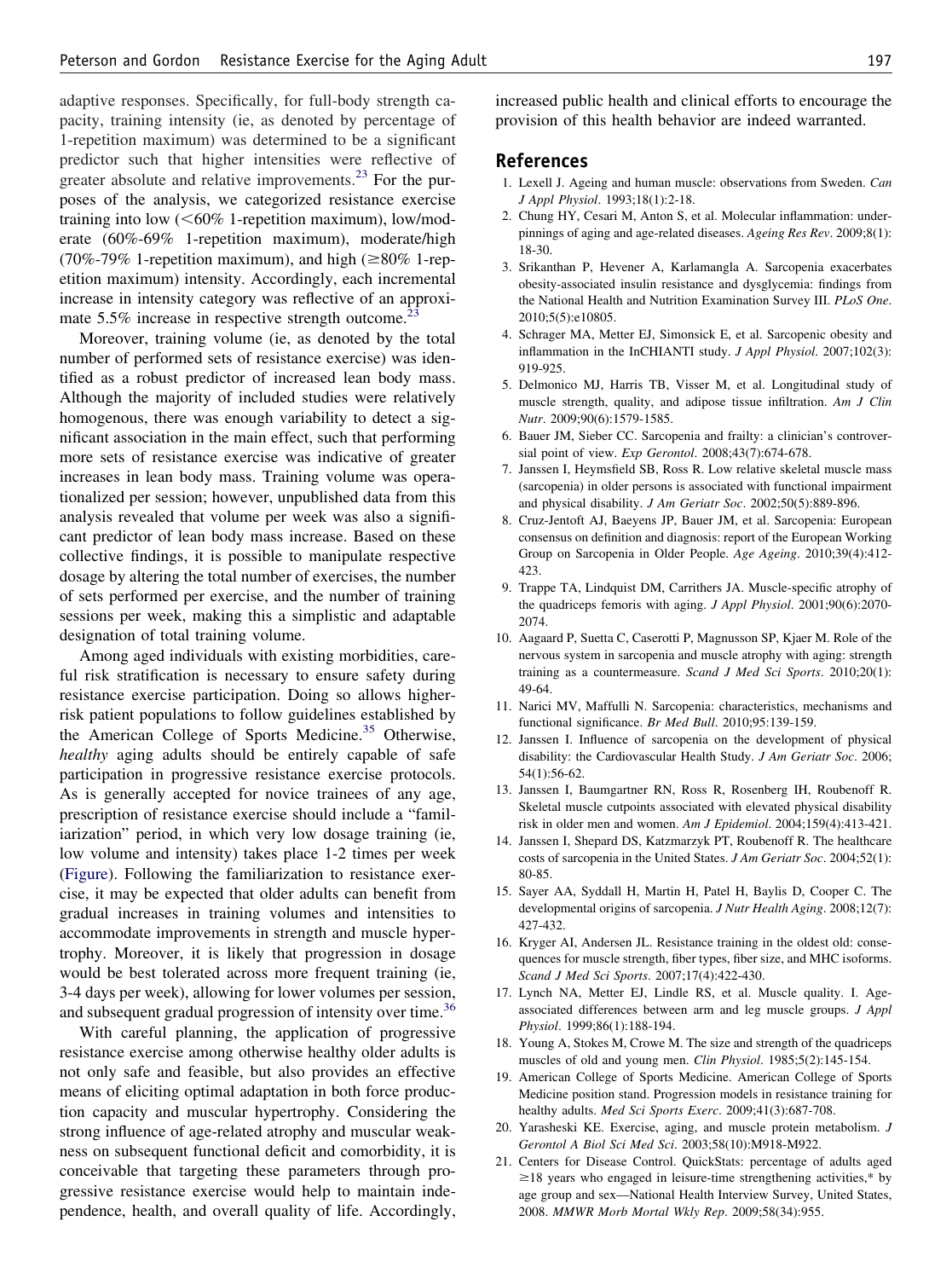adaptive responses. Specifically, for full-body strength capacity, training intensity (ie, as denoted by percentage of 1-repetition maximum) was determined to be a significant predictor such that higher intensities were reflective of greater absolute and relative improvements.[23] For the purposes of the analysis, we categorized resistance exercise training into low (<60% 1-repetition maximum), low/moderate (60%-69% 1-repetition maximum), moderate/high (70%-79% 1-repetition maximum), and high (≥80% 1-repetition maximum) intensity. Accordingly, each incremental increase in intensity category was reflective of an approximate 5.5% increase in respective strength outcome.[23]

Moreover, training volume (ie, as denoted by the total number of performed sets of resistance exercise) was identified as a robust predictor of increased lean body mass. Although the majority of included studies were relatively homogenous, there was enough variability to detect a significant association in the main effect, such that performing more sets of resistance exercise was indicative of greater increases in lean body mass. Training volume was operationalized per session; however, unpublished data from this analysis revealed that volume per week was also a significant predictor of lean body mass increase. Based on these collective findings, it is possible to manipulate respective dosage by altering the total number of exercises, the number of sets performed per exercise, and the number of training sessions per week, making this a simplistic and adaptable designation of total training volume.

Among aged individuals with existing morbidities, careful risk stratification is necessary to ensure safety during resistance exercise participation. Doing so allows higher-risk patient populations to follow guidelines established by the American College of Sports Medicine.[35] Otherwise, *healthy* aging adults should be entirely capable of safe participation in progressive resistance exercise protocols. As is generally accepted for novice trainees of any age, prescription of resistance exercise should include a "familiarization" period, in which very low dosage training (ie, low volume and intensity) takes place 1-2 times per week (Figure). Following the familiarization to resistance exercise, it may be expected that older adults can benefit from gradual increases in training volumes and intensities to accommodate improvements in strength and muscle hypertrophy. Moreover, it is likely that progression in dosage would be best tolerated across more frequent training (ie, 3-4 days per week), allowing for lower volumes per session, and subsequent gradual progression of intensity over time.[36]

With careful planning, the application of progressive resistance exercise among otherwise healthy older adults is not only safe and feasible, but also provides an effective means of eliciting optimal adaptation in both force production capacity and muscular hypertrophy. Considering the strong influence of age-related atrophy and muscular weakness on subsequent functional deficit and comorbidity, it is conceivable that targeting these parameters through progressive resistance exercise would help to maintain independence, health, and overall quality of life. Accordingly, increased public health and clinical efforts to encourage the provision of this health behavior are indeed warranted.

## References

1. Lexell J. Ageing and human muscle: observations from Sweden. *Can J Appl Physiol*. 1993;18(1):2-18.
2. Chung HY, Cesari M, Anton S, et al. Molecular inflammation: underpinnings of aging and age-related diseases. *Ageing Res Rev*. 2009;8(1):18-30.
3. Srikanthan P, Hevener A, Karlamangla A. Sarcopenia exacerbates obesity-associated insulin resistance and dysglycemia: findings from the National Health and Nutrition Examination Survey III. *PLoS One*. 2010;5(5):e10805.
4. Schrager MA, Metter EJ, Simonsick E, et al. Sarcopenic obesity and inflammation in the InCHIANTI study. *J Appl Physiol*. 2007;102(3):919-925.
5. Delmonico MJ, Harris TB, Visser M, et al. Longitudinal study of muscle strength, quality, and adipose tissue infiltration. *Am J Clin Nutr*. 2009;90(6):1579-1585.
6. Bauer JM, Sieber CC. Sarcopenia and frailty: a clinician's controversial point of view. *Exp Gerontol*. 2008;43(7):674-678.
7. Janssen I, Heymsfield SB, Ross R. Low relative skeletal muscle mass (sarcopenia) in older persons is associated with functional impairment and physical disability. *J Am Geriatr Soc*. 2002;50(5):889-896.
8. Cruz-Jentoft AJ, Baeyens JP, Bauer JM, et al. Sarcopenia: European consensus on definition and diagnosis: report of the European Working Group on Sarcopenia in Older People. *Age Ageing*. 2010;39(4):412-423.
9. Trappe TA, Lindquist DM, Carrithers JA. Muscle-specific atrophy of the quadriceps femoris with aging. *J Appl Physiol*. 2001;90(6):2070-2074.
10. Aagaard P, Suetta C, Caserotti P, Magnusson SP, Kjaer M. Role of the nervous system in sarcopenia and muscle atrophy with aging: strength training as a countermeasure. *Scand J Med Sci Sports*. 2010;20(1):49-64.
11. Narici MV, Maffulli N. Sarcopenia: characteristics, mechanisms and functional significance. *Br Med Bull*. 2010;95:139-159.
12. Janssen I. Influence of sarcopenia on the development of physical disability: the Cardiovascular Health Study. *J Am Geriatr Soc*. 2006;54(1):56-62.
13. Janssen I, Baumgartner RN, Ross R, Rosenberg IH, Roubenoff R. Skeletal muscle cutpoints associated with elevated physical disability risk in older men and women. *Am J Epidemiol*. 2004;159(4):413-421.
14. Janssen I, Shepard DS, Katzmarzyk PT, Roubenoff R. The healthcare costs of sarcopenia in the United States. *J Am Geriatr Soc*. 2004;52(1):80-85.
15. Sayer AA, Syddall H, Martin H, Patel H, Baylis D, Cooper C. The developmental origins of sarcopenia. *J Nutr Health Aging*. 2008;12(7):427-432.
16. Kryger AI, Andersen JL. Resistance training in the oldest old: consequences for muscle strength, fiber types, fiber size, and MHC isoforms. *Scand J Med Sci Sports*. 2007;17(4):422-430.
17. Lynch NA, Metter EJ, Lindle RS, et al. Muscle quality. I. Age-associated differences between arm and leg muscle groups. *J Appl Physiol*. 1999;86(1):188-194.
18. Young A, Stokes M, Crowe M. The size and strength of the quadriceps muscles of old and young men. *Clin Physiol*. 1985;5(2):145-154.
19. American College of Sports Medicine. American College of Sports Medicine position stand. Progression models in resistance training for healthy adults. *Med Sci Sports Exerc*. 2009;41(3):687-708.
20. Yarasheski KE. Exercise, aging, and muscle protein metabolism. *J Gerontol A Biol Sci Med Sci*. 2003;58(10):M918-M922.
21. Centers for Disease Control. QuickStats: percentage of adults aged ≥18 years who engaged in leisure-time strengthening activities,* by age group and sex—National Health Interview Survey, United States, 2008. *MMWR Morb Mortal Wkly Rep*. 2009;58(34):955.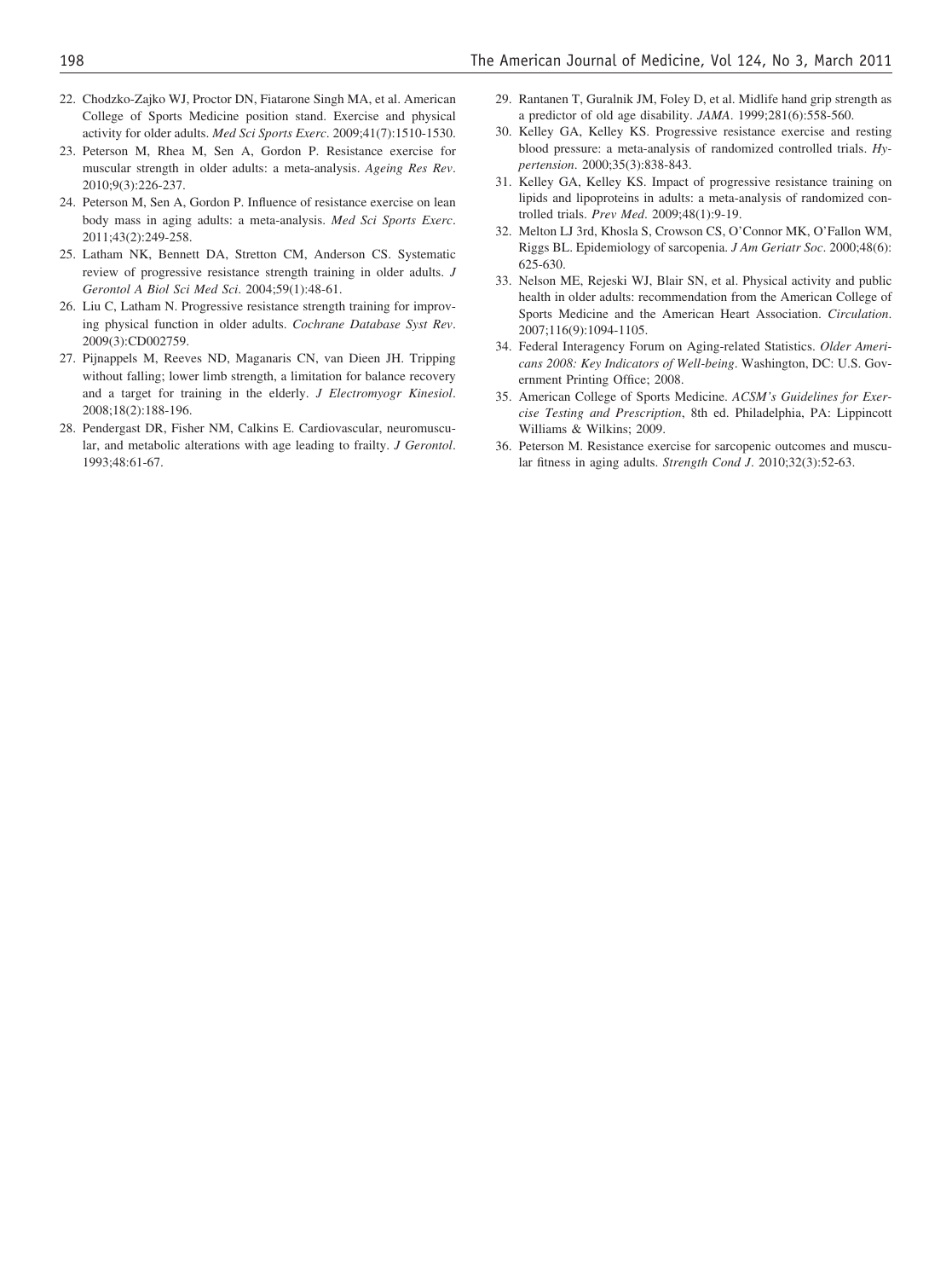22. Chodzko-Zajko WJ, Proctor DN, Fiatarone Singh MA, et al. American College of Sports Medicine position stand. Exercise and physical activity for older adults. *Med Sci Sports Exerc*. 2009;41(7):1510-1530.
23. Peterson M, Rhea M, Sen A, Gordon P. Resistance exercise for muscular strength in older adults: a meta-analysis. *Ageing Res Rev*. 2010;9(3):226-237.
24. Peterson M, Sen A, Gordon P. Influence of resistance exercise on lean body mass in aging adults: a meta-analysis. *Med Sci Sports Exerc*. 2011;43(2):249-258.
25. Latham NK, Bennett DA, Stretton CM, Anderson CS. Systematic review of progressive resistance strength training in older adults. *J Gerontol A Biol Sci Med Sci*. 2004;59(1):48-61.
26. Liu C, Latham N. Progressive resistance strength training for improving physical function in older adults. *Cochrane Database Syst Rev*. 2009(3):CD002759.
27. Pijnappels M, Reeves ND, Maganaris CN, van Dieen JH. Tripping without falling; lower limb strength, a limitation for balance recovery and a target for training in the elderly. *J Electromyogr Kinesiol*. 2008;18(2):188-196.
28. Pendergast DR, Fisher NM, Calkins E. Cardiovascular, neuromuscular, and metabolic alterations with age leading to frailty. *J Gerontol*. 1993;48:61-67.
29. Rantanen T, Guralnik JM, Foley D, et al. Midlife hand grip strength as a predictor of old age disability. *JAMA*. 1999;281(6):558-560.
30. Kelley GA, Kelley KS. Progressive resistance exercise and resting blood pressure: a meta-analysis of randomized controlled trials. *Hypertension*. 2000;35(3):838-843.
31. Kelley GA, Kelley KS. Impact of progressive resistance training on lipids and lipoproteins in adults: a meta-analysis of randomized controlled trials. *Prev Med*. 2009;48(1):9-19.
32. Melton LJ 3rd, Khosla S, Crowson CS, O'Connor MK, O'Fallon WM, Riggs BL. Epidemiology of sarcopenia. *J Am Geriatr Soc*. 2000;48(6): 625-630.
33. Nelson ME, Rejeski WJ, Blair SN, et al. Physical activity and public health in older adults: recommendation from the American College of Sports Medicine and the American Heart Association. *Circulation*. 2007;116(9):1094-1105.
34. Federal Interagency Forum on Aging-related Statistics. *Older Americans 2008: Key Indicators of Well-being*. Washington, DC: U.S. Government Printing Office; 2008.
35. American College of Sports Medicine. *ACSM's Guidelines for Exercise Testing and Prescription*, 8th ed. Philadelphia, PA: Lippincott Williams & Wilkins; 2009.
36. Peterson M. Resistance exercise for sarcopenic outcomes and muscular fitness in aging adults. *Strength Cond J*. 2010;32(3):52-63.